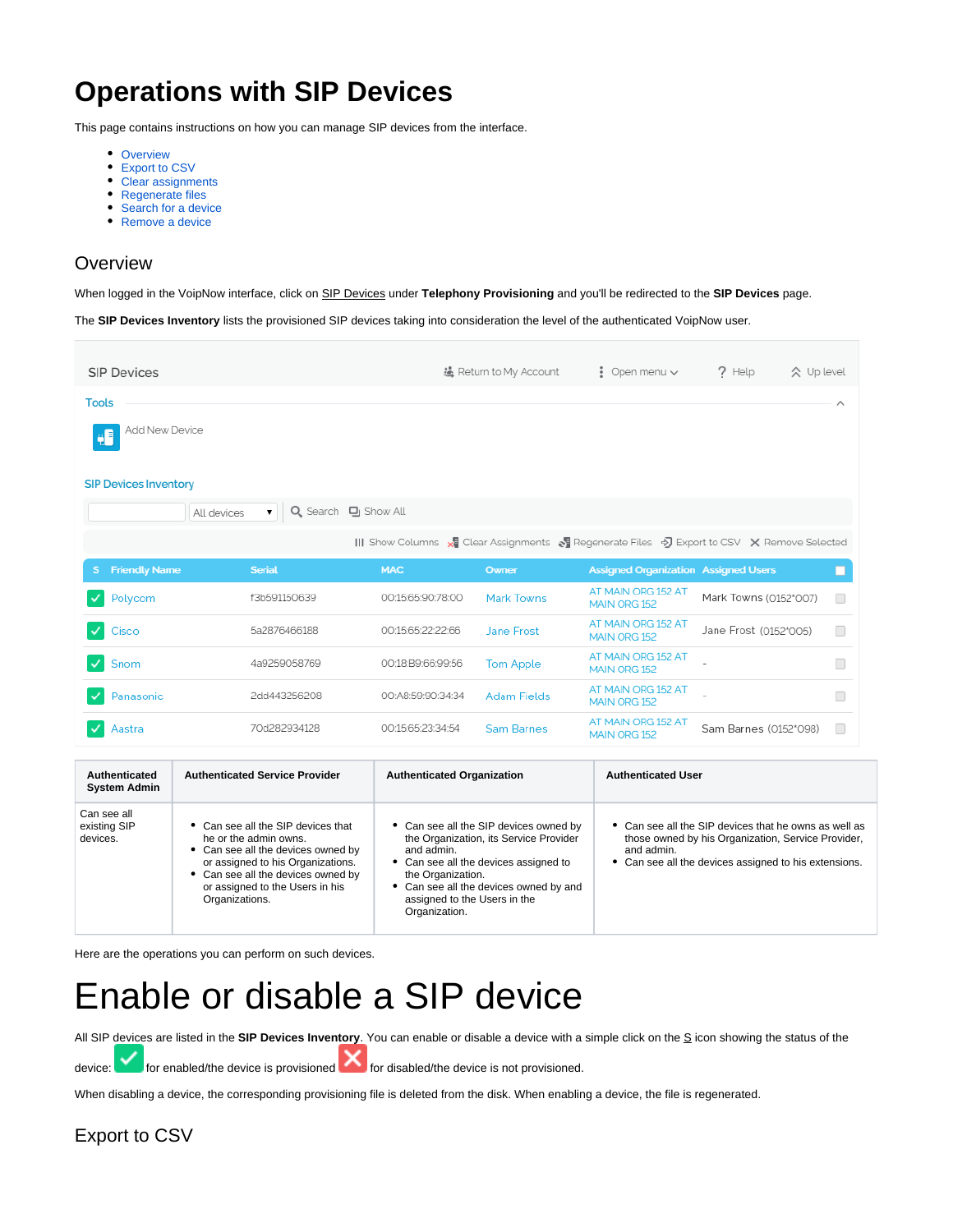# Operations with SIP Devices

This page contains instructions on how you can manage SIP devices from the interface.

- Overview
- Export to CSV
- Clear assignments
- Regenerate files
- Search for a device
- Remove a device

## Overview

When logged in the VoipNow interface, click on SIP Devices under **Telephony Provisioning** and you'll be redirected to the **SIP Devices** page.

The **SIP Devices Inventory** lists the provisioned SIP devices taking into consideration the level of the authenticated VoipNow user.

SIP Devices

Return to My Account | Open menu | Help | Up level

Tools

Add New Device

SIP Devices Inventory

All devices | Search | Show All

Show Columns | Clear Assignments | Regenerate Files | Export to CSV | Remove Selected

| S | Friendly Name | Serial | MAC | Owner | Assigned Organization | Assigned Users | |
|---|---|---|---|---|---|---|---|
| ✓ | Polycom | f3b591150639 | 00:15:65:90:78:00 | Mark Towns | AT MAIN ORG 152 AT MAIN ORG 152 | Mark Towns (0152*007) | |
| ✓ | Cisco | 5a2876466188 | 00:15:65:22:22:66 | Jane Frost | AT MAIN ORG 152 AT MAIN ORG 152 | Jane Frost (0152*005) | |
| ✓ | Snom | 4a9259058769 | 00:18:B9:66:99:56 | Tom Apple | AT MAIN ORG 152 AT MAIN ORG 152 | - | |
| ✓ | Panasonic | 2dd443256208 | 00:A8:59:90:34:34 | Adam Fields | AT MAIN ORG 152 AT MAIN ORG 152 | - | |
| ✓ | Aastra | 70d282934128 | 00:15:65:23:34:54 | Sam Barnes | AT MAIN ORG 152 AT MAIN ORG 152 | Sam Barnes (0152*098) | |

| Authenticated System Admin | Authenticated Service Provider | Authenticated Organization | Authenticated User |
|---|---|---|---|
| Can see all existing SIP devices. | • Can see all the SIP devices that he or the admin owns.<br>• Can see all the devices owned by or assigned to his Organizations.<br>• Can see all the devices owned by or assigned to the Users in his Organizations. | • Can see all the SIP devices owned by the Organization, its Service Provider and admin.<br>• Can see all the devices assigned to the Organization.<br>• Can see all the devices owned by and assigned to the Users in the Organization. | • Can see all the SIP devices that he owns as well as those owned by his Organization, Service Provider, and admin.<br>• Can see all the devices assigned to his extensions. |

Here are the operations you can perform on such devices.

# Enable or disable a SIP device

All SIP devices are listed in the **SIP Devices Inventory**. You can enable or disable a device with a simple click on the S icon showing the status of the device: ✓ for enabled/the device is provisioned ✗ for disabled/the device is not provisioned.

When disabling a device, the corresponding provisioning file is deleted from the disk. When enabling a device, the file is regenerated.

## Export to CSV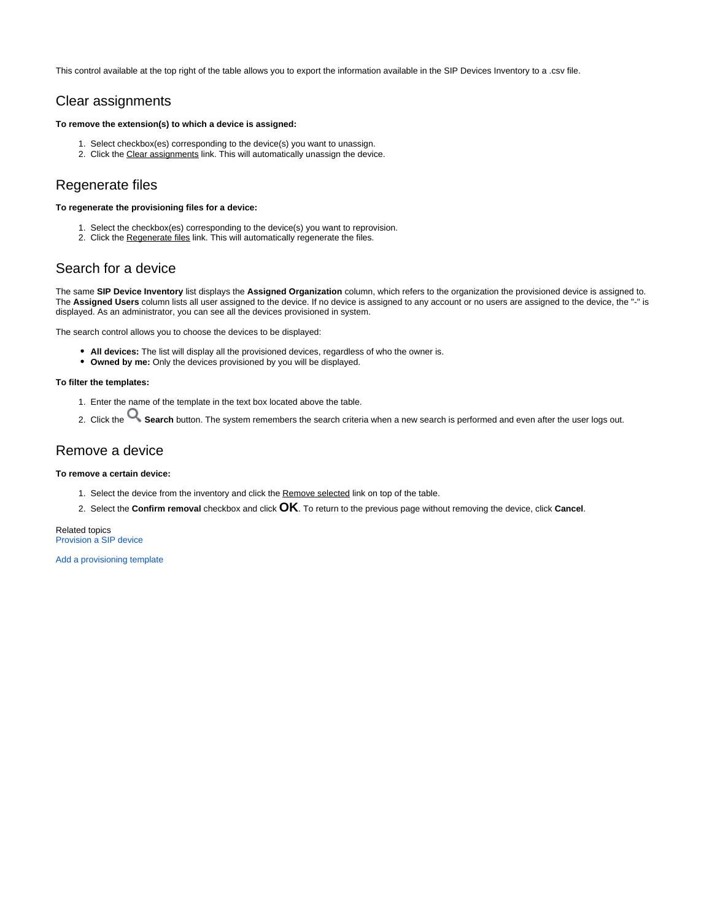This control available at the top right of the table allows you to export the information available in the SIP Devices Inventory to a .csv file.

## Clear assignments

**To remove the extension(s) to which a device is assigned:**

1. Select checkbox(es) corresponding to the device(s) you want to unassign.
2. Click the Clear assignments link. This will automatically unassign the device.

## Regenerate files

**To regenerate the provisioning files for a device:**

1. Select the checkbox(es) corresponding to the device(s) you want to reprovision.
2. Click the Regenerate files link. This will automatically regenerate the files.

## Search for a device

The same **SIP Device Inventory** list displays the **Assigned Organization** column, which refers to the organization the provisioned device is assigned to. The **Assigned Users** column lists all user assigned to the device. If no device is assigned to any account or no users are assigned to the device, the "-" is displayed. As an administrator, you can see all the devices provisioned in system.

The search control allows you to choose the devices to be displayed:

- **All devices:** The list will display all the provisioned devices, regardless of who the owner is.
- **Owned by me:** Only the devices provisioned by you will be displayed.

**To filter the templates:**

1. Enter the name of the template in the text box located above the table.
2. Click the **Search** button. The system remembers the search criteria when a new search is performed and even after the user logs out.

## Remove a device

**To remove a certain device:**

1. Select the device from the inventory and click the Remove selected link on top of the table.
2. Select the **Confirm removal** checkbox and click **OK**. To return to the previous page without removing the device, click **Cancel**.

Related topics
Provision a SIP device

Add a provisioning template